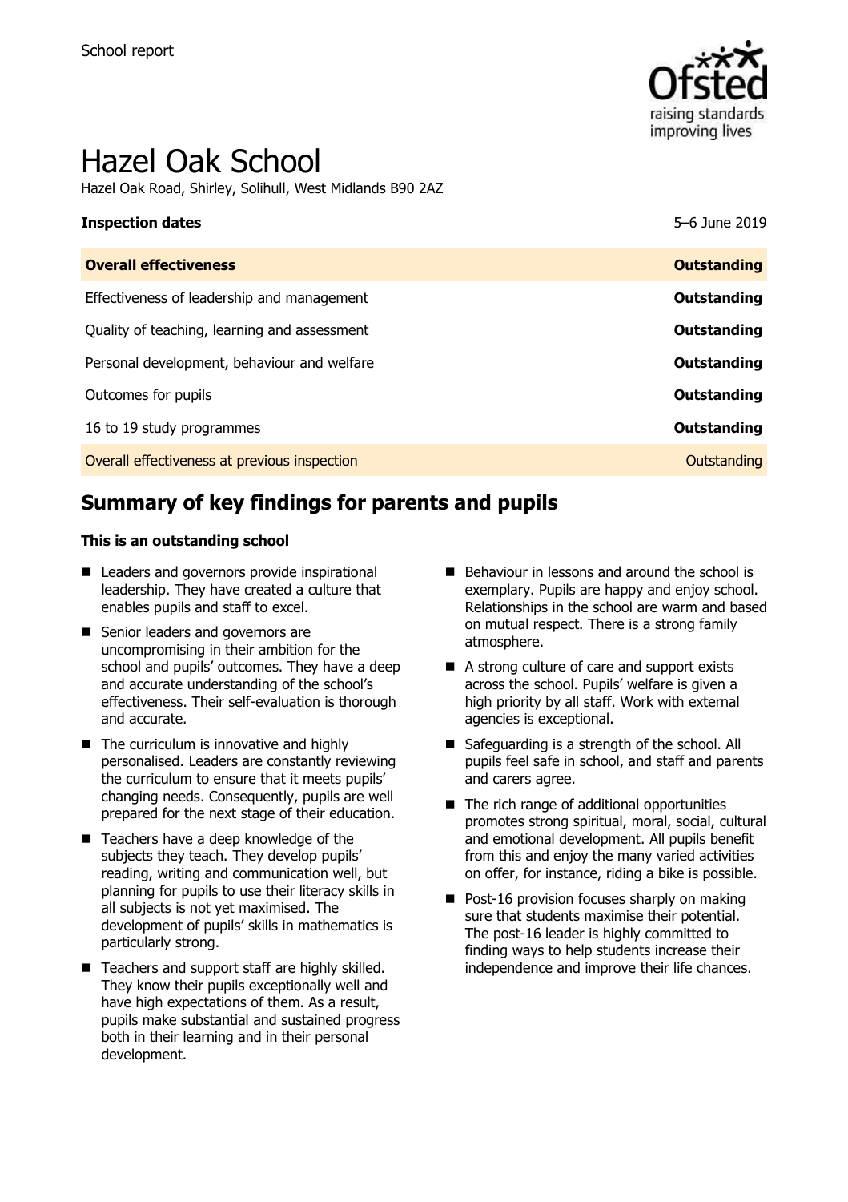School report

# Hazel Oak School

Hazel Oak Road, Shirley, Solihull, West Midlands B90 2AZ

| **Inspection dates** | 5–6 June 2019 |
| --- | --- |
| **Overall effectiveness** | **Outstanding** |
| Effectiveness of leadership and management | **Outstanding** |
| Quality of teaching, learning and assessment | **Outstanding** |
| Personal development, behaviour and welfare | **Outstanding** |
| Outcomes for pupils | **Outstanding** |
| 16 to 19 study programmes | **Outstanding** |
| Overall effectiveness at previous inspection | Outstanding |

## Summary of key findings for parents and pupils

**This is an outstanding school**

- Leaders and governors provide inspirational leadership. They have created a culture that enables pupils and staff to excel.
- Senior leaders and governors are uncompromising in their ambition for the school and pupils' outcomes. They have a deep and accurate understanding of the school's effectiveness. Their self-evaluation is thorough and accurate.
- The curriculum is innovative and highly personalised. Leaders are constantly reviewing the curriculum to ensure that it meets pupils' changing needs. Consequently, pupils are well prepared for the next stage of their education.
- Teachers have a deep knowledge of the subjects they teach. They develop pupils' reading, writing and communication well, but planning for pupils to use their literacy skills in all subjects is not yet maximised. The development of pupils' skills in mathematics is particularly strong.
- Teachers and support staff are highly skilled. They know their pupils exceptionally well and have high expectations of them. As a result, pupils make substantial and sustained progress both in their learning and in their personal development.
- Behaviour in lessons and around the school is exemplary. Pupils are happy and enjoy school. Relationships in the school are warm and based on mutual respect. There is a strong family atmosphere.
- A strong culture of care and support exists across the school. Pupils' welfare is given a high priority by all staff. Work with external agencies is exceptional.
- Safeguarding is a strength of the school. All pupils feel safe in school, and staff and parents and carers agree.
- The rich range of additional opportunities promotes strong spiritual, moral, social, cultural and emotional development. All pupils benefit from this and enjoy the many varied activities on offer, for instance, riding a bike is possible.
- Post-16 provision focuses sharply on making sure that students maximise their potential. The post-16 leader is highly committed to finding ways to help students increase their independence and improve their life chances.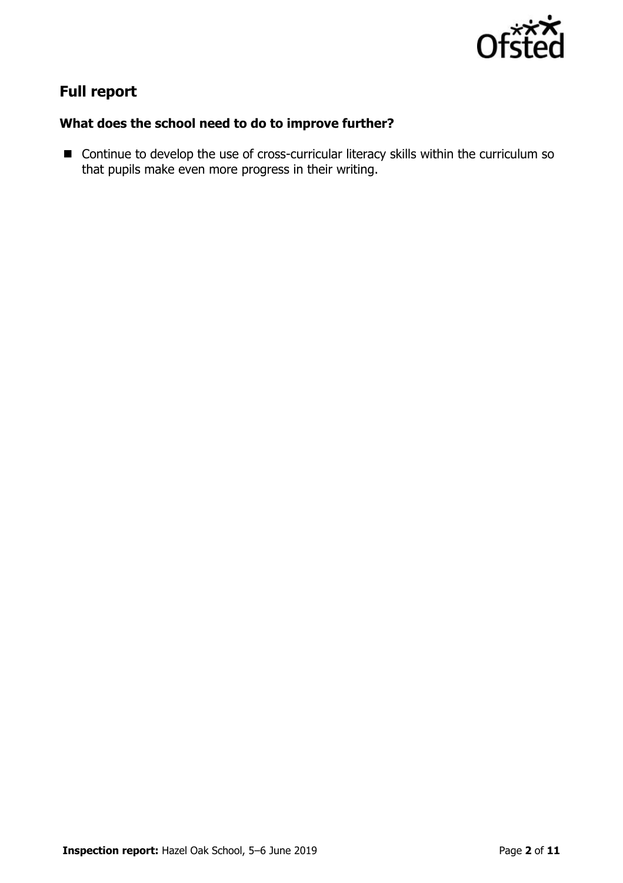## Full report

### What does the school need to do to improve further?

- Continue to develop the use of cross-curricular literacy skills within the curriculum so that pupils make even more progress in their writing.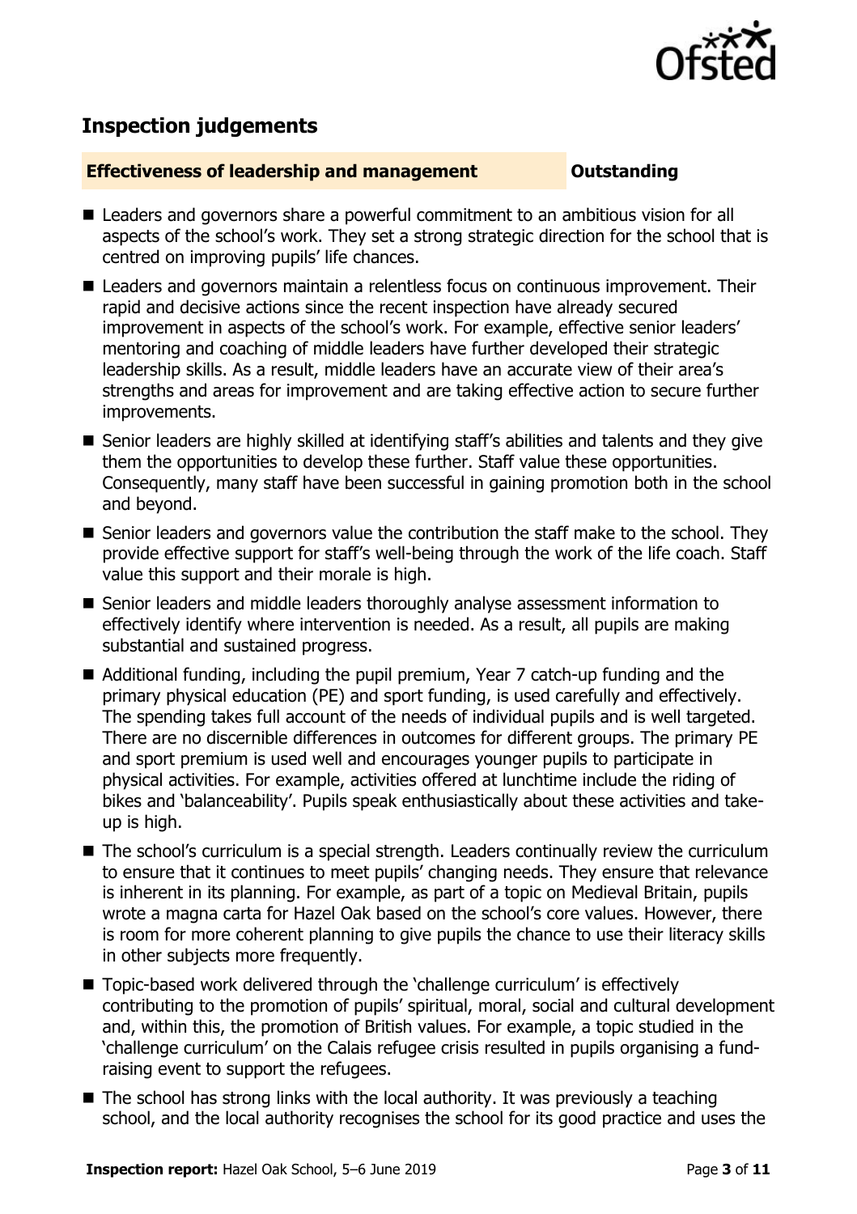## Inspection judgements

**Effectiveness of leadership and management** **Outstanding**

- Leaders and governors share a powerful commitment to an ambitious vision for all aspects of the school's work. They set a strong strategic direction for the school that is centred on improving pupils' life chances.
- Leaders and governors maintain a relentless focus on continuous improvement. Their rapid and decisive actions since the recent inspection have already secured improvement in aspects of the school's work. For example, effective senior leaders' mentoring and coaching of middle leaders have further developed their strategic leadership skills. As a result, middle leaders have an accurate view of their area's strengths and areas for improvement and are taking effective action to secure further improvements.
- Senior leaders are highly skilled at identifying staff's abilities and talents and they give them the opportunities to develop these further. Staff value these opportunities. Consequently, many staff have been successful in gaining promotion both in the school and beyond.
- Senior leaders and governors value the contribution the staff make to the school. They provide effective support for staff's well-being through the work of the life coach. Staff value this support and their morale is high.
- Senior leaders and middle leaders thoroughly analyse assessment information to effectively identify where intervention is needed. As a result, all pupils are making substantial and sustained progress.
- Additional funding, including the pupil premium, Year 7 catch-up funding and the primary physical education (PE) and sport funding, is used carefully and effectively. The spending takes full account of the needs of individual pupils and is well targeted. There are no discernible differences in outcomes for different groups. The primary PE and sport premium is used well and encourages younger pupils to participate in physical activities. For example, activities offered at lunchtime include the riding of bikes and 'balanceability'. Pupils speak enthusiastically about these activities and take-up is high.
- The school's curriculum is a special strength. Leaders continually review the curriculum to ensure that it continues to meet pupils' changing needs. They ensure that relevance is inherent in its planning. For example, as part of a topic on Medieval Britain, pupils wrote a magna carta for Hazel Oak based on the school's core values. However, there is room for more coherent planning to give pupils the chance to use their literacy skills in other subjects more frequently.
- Topic-based work delivered through the 'challenge curriculum' is effectively contributing to the promotion of pupils' spiritual, moral, social and cultural development and, within this, the promotion of British values. For example, a topic studied in the 'challenge curriculum' on the Calais refugee crisis resulted in pupils organising a fund-raising event to support the refugees.
- The school has strong links with the local authority. It was previously a teaching school, and the local authority recognises the school for its good practice and uses the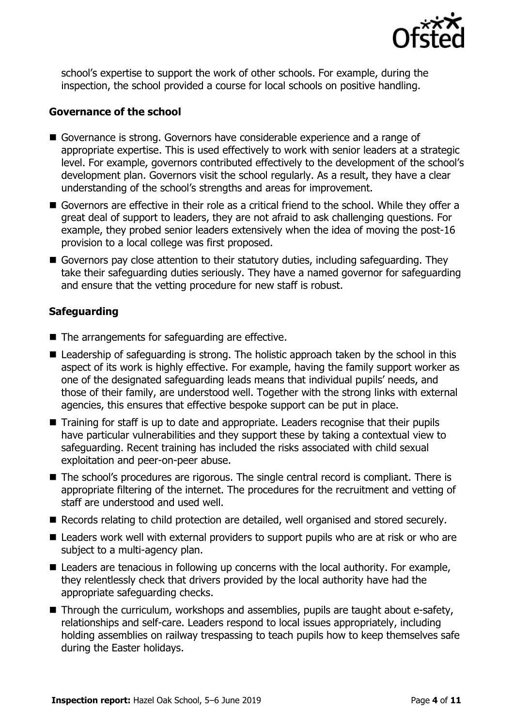school's expertise to support the work of other schools. For example, during the inspection, the school provided a course for local schools on positive handling.

### Governance of the school

- Governance is strong. Governors have considerable experience and a range of appropriate expertise. This is used effectively to work with senior leaders at a strategic level. For example, governors contributed effectively to the development of the school's development plan. Governors visit the school regularly. As a result, they have a clear understanding of the school's strengths and areas for improvement.
- Governors are effective in their role as a critical friend to the school. While they offer a great deal of support to leaders, they are not afraid to ask challenging questions. For example, they probed senior leaders extensively when the idea of moving the post-16 provision to a local college was first proposed.
- Governors pay close attention to their statutory duties, including safeguarding. They take their safeguarding duties seriously. They have a named governor for safeguarding and ensure that the vetting procedure for new staff is robust.

### Safeguarding

- The arrangements for safeguarding are effective.
- Leadership of safeguarding is strong. The holistic approach taken by the school in this aspect of its work is highly effective. For example, having the family support worker as one of the designated safeguarding leads means that individual pupils' needs, and those of their family, are understood well. Together with the strong links with external agencies, this ensures that effective bespoke support can be put in place.
- Training for staff is up to date and appropriate. Leaders recognise that their pupils have particular vulnerabilities and they support these by taking a contextual view to safeguarding. Recent training has included the risks associated with child sexual exploitation and peer-on-peer abuse.
- The school's procedures are rigorous. The single central record is compliant. There is appropriate filtering of the internet. The procedures for the recruitment and vetting of staff are understood and used well.
- Records relating to child protection are detailed, well organised and stored securely.
- Leaders work well with external providers to support pupils who are at risk or who are subject to a multi-agency plan.
- Leaders are tenacious in following up concerns with the local authority. For example, they relentlessly check that drivers provided by the local authority have had the appropriate safeguarding checks.
- Through the curriculum, workshops and assemblies, pupils are taught about e-safety, relationships and self-care. Leaders respond to local issues appropriately, including holding assemblies on railway trespassing to teach pupils how to keep themselves safe during the Easter holidays.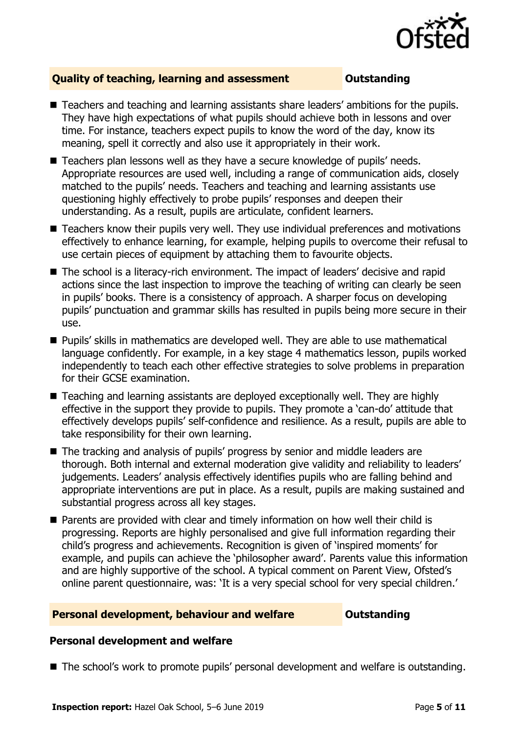## Quality of teaching, learning and assessment — Outstanding

- Teachers and teaching and learning assistants share leaders' ambitions for the pupils. They have high expectations of what pupils should achieve both in lessons and over time. For instance, teachers expect pupils to know the word of the day, know its meaning, spell it correctly and also use it appropriately in their work.
- Teachers plan lessons well as they have a secure knowledge of pupils' needs. Appropriate resources are used well, including a range of communication aids, closely matched to the pupils' needs. Teachers and teaching and learning assistants use questioning highly effectively to probe pupils' responses and deepen their understanding. As a result, pupils are articulate, confident learners.
- Teachers know their pupils very well. They use individual preferences and motivations effectively to enhance learning, for example, helping pupils to overcome their refusal to use certain pieces of equipment by attaching them to favourite objects.
- The school is a literacy-rich environment. The impact of leaders' decisive and rapid actions since the last inspection to improve the teaching of writing can clearly be seen in pupils' books. There is a consistency of approach. A sharper focus on developing pupils' punctuation and grammar skills has resulted in pupils being more secure in their use.
- Pupils' skills in mathematics are developed well. They are able to use mathematical language confidently. For example, in a key stage 4 mathematics lesson, pupils worked independently to teach each other effective strategies to solve problems in preparation for their GCSE examination.
- Teaching and learning assistants are deployed exceptionally well. They are highly effective in the support they provide to pupils. They promote a 'can-do' attitude that effectively develops pupils' self-confidence and resilience. As a result, pupils are able to take responsibility for their own learning.
- The tracking and analysis of pupils' progress by senior and middle leaders are thorough. Both internal and external moderation give validity and reliability to leaders' judgements. Leaders' analysis effectively identifies pupils who are falling behind and appropriate interventions are put in place. As a result, pupils are making sustained and substantial progress across all key stages.
- Parents are provided with clear and timely information on how well their child is progressing. Reports are highly personalised and give full information regarding their child's progress and achievements. Recognition is given of 'inspired moments' for example, and pupils can achieve the 'philosopher award'. Parents value this information and are highly supportive of the school. A typical comment on Parent View, Ofsted's online parent questionnaire, was: 'It is a very special school for very special children.'

## Personal development, behaviour and welfare — Outstanding

### Personal development and welfare

- The school's work to promote pupils' personal development and welfare is outstanding.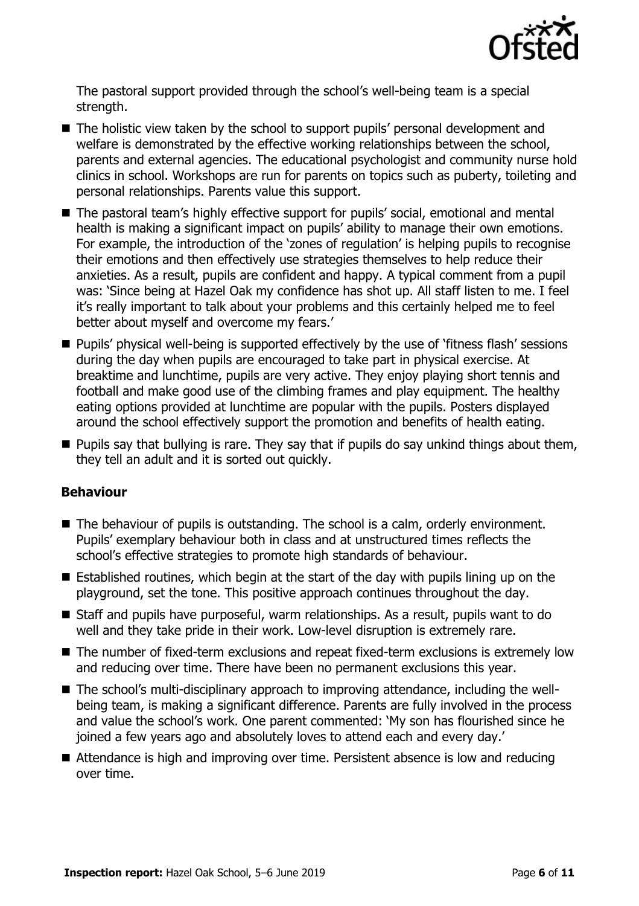The pastoral support provided through the school's well-being team is a special strength.

- The holistic view taken by the school to support pupils' personal development and welfare is demonstrated by the effective working relationships between the school, parents and external agencies. The educational psychologist and community nurse hold clinics in school. Workshops are run for parents on topics such as puberty, toileting and personal relationships. Parents value this support.
- The pastoral team's highly effective support for pupils' social, emotional and mental health is making a significant impact on pupils' ability to manage their own emotions. For example, the introduction of the 'zones of regulation' is helping pupils to recognise their emotions and then effectively use strategies themselves to help reduce their anxieties. As a result, pupils are confident and happy. A typical comment from a pupil was: 'Since being at Hazel Oak my confidence has shot up. All staff listen to me. I feel it's really important to talk about your problems and this certainly helped me to feel better about myself and overcome my fears.'
- Pupils' physical well-being is supported effectively by the use of 'fitness flash' sessions during the day when pupils are encouraged to take part in physical exercise. At breaktime and lunchtime, pupils are very active. They enjoy playing short tennis and football and make good use of the climbing frames and play equipment. The healthy eating options provided at lunchtime are popular with the pupils. Posters displayed around the school effectively support the promotion and benefits of health eating.
- Pupils say that bullying is rare. They say that if pupils do say unkind things about them, they tell an adult and it is sorted out quickly.

### Behaviour

- The behaviour of pupils is outstanding. The school is a calm, orderly environment. Pupils' exemplary behaviour both in class and at unstructured times reflects the school's effective strategies to promote high standards of behaviour.
- Established routines, which begin at the start of the day with pupils lining up on the playground, set the tone. This positive approach continues throughout the day.
- Staff and pupils have purposeful, warm relationships. As a result, pupils want to do well and they take pride in their work. Low-level disruption is extremely rare.
- The number of fixed-term exclusions and repeat fixed-term exclusions is extremely low and reducing over time. There have been no permanent exclusions this year.
- The school's multi-disciplinary approach to improving attendance, including the well-being team, is making a significant difference. Parents are fully involved in the process and value the school's work. One parent commented: 'My son has flourished since he joined a few years ago and absolutely loves to attend each and every day.'
- Attendance is high and improving over time. Persistent absence is low and reducing over time.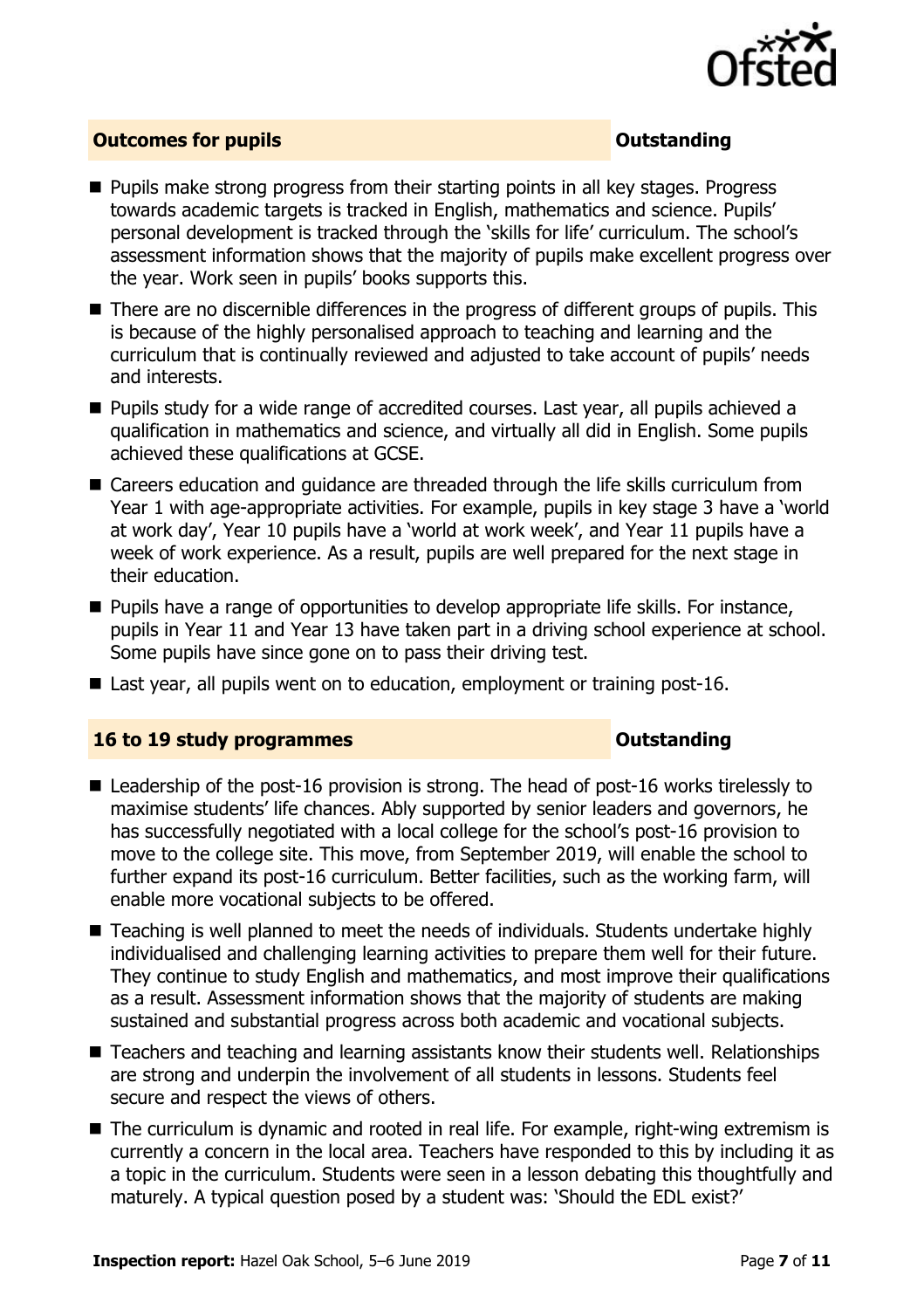## Outcomes for pupils — Outstanding

- Pupils make strong progress from their starting points in all key stages. Progress towards academic targets is tracked in English, mathematics and science. Pupils' personal development is tracked through the 'skills for life' curriculum. The school's assessment information shows that the majority of pupils make excellent progress over the year. Work seen in pupils' books supports this.
- There are no discernible differences in the progress of different groups of pupils. This is because of the highly personalised approach to teaching and learning and the curriculum that is continually reviewed and adjusted to take account of pupils' needs and interests.
- Pupils study for a wide range of accredited courses. Last year, all pupils achieved a qualification in mathematics and science, and virtually all did in English. Some pupils achieved these qualifications at GCSE.
- Careers education and guidance are threaded through the life skills curriculum from Year 1 with age-appropriate activities. For example, pupils in key stage 3 have a 'world at work day', Year 10 pupils have a 'world at work week', and Year 11 pupils have a week of work experience. As a result, pupils are well prepared for the next stage in their education.
- Pupils have a range of opportunities to develop appropriate life skills. For instance, pupils in Year 11 and Year 13 have taken part in a driving school experience at school. Some pupils have since gone on to pass their driving test.
- Last year, all pupils went on to education, employment or training post-16.

## 16 to 19 study programmes — Outstanding

- Leadership of the post-16 provision is strong. The head of post-16 works tirelessly to maximise students' life chances. Ably supported by senior leaders and governors, he has successfully negotiated with a local college for the school's post-16 provision to move to the college site. This move, from September 2019, will enable the school to further expand its post-16 curriculum. Better facilities, such as the working farm, will enable more vocational subjects to be offered.
- Teaching is well planned to meet the needs of individuals. Students undertake highly individualised and challenging learning activities to prepare them well for their future. They continue to study English and mathematics, and most improve their qualifications as a result. Assessment information shows that the majority of students are making sustained and substantial progress across both academic and vocational subjects.
- Teachers and teaching and learning assistants know their students well. Relationships are strong and underpin the involvement of all students in lessons. Students feel secure and respect the views of others.
- The curriculum is dynamic and rooted in real life. For example, right-wing extremism is currently a concern in the local area. Teachers have responded to this by including it as a topic in the curriculum. Students were seen in a lesson debating this thoughtfully and maturely. A typical question posed by a student was: 'Should the EDL exist?'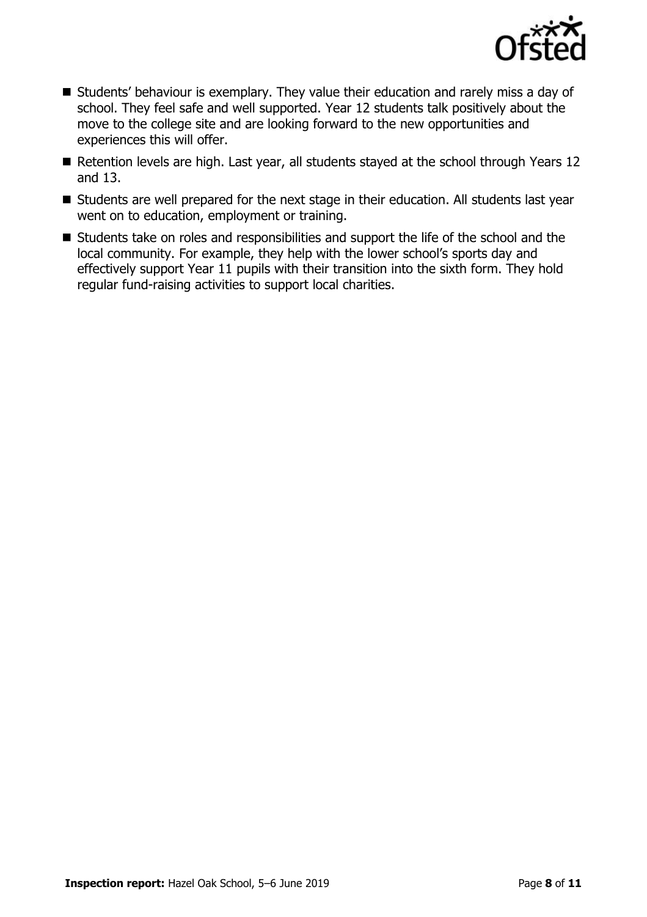- Students' behaviour is exemplary. They value their education and rarely miss a day of school. They feel safe and well supported. Year 12 students talk positively about the move to the college site and are looking forward to the new opportunities and experiences this will offer.
- Retention levels are high. Last year, all students stayed at the school through Years 12 and 13.
- Students are well prepared for the next stage in their education. All students last year went on to education, employment or training.
- Students take on roles and responsibilities and support the life of the school and the local community. For example, they help with the lower school's sports day and effectively support Year 11 pupils with their transition into the sixth form. They hold regular fund-raising activities to support local charities.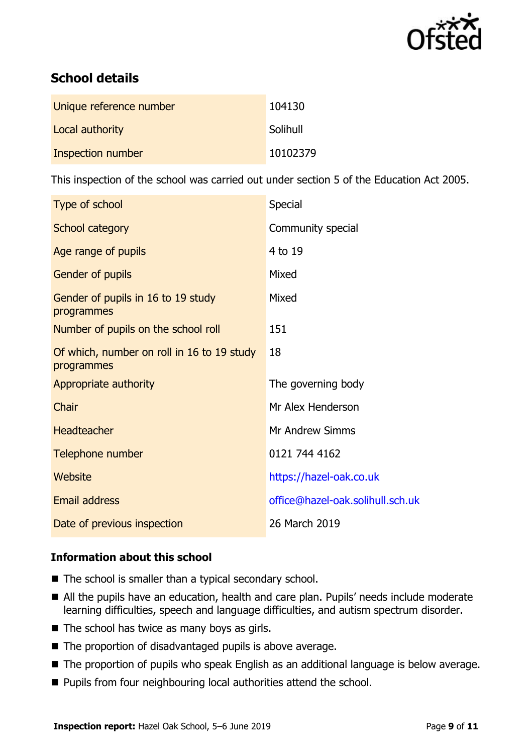## School details

| | |
|---|---|
| Unique reference number | 104130 |
| Local authority | Solihull |
| Inspection number | 10102379 |

This inspection of the school was carried out under section 5 of the Education Act 2005.

| | |
|---|---|
| Type of school | Special |
| School category | Community special |
| Age range of pupils | 4 to 19 |
| Gender of pupils | Mixed |
| Gender of pupils in 16 to 19 study programmes | Mixed |
| Number of pupils on the school roll | 151 |
| Of which, number on roll in 16 to 19 study programmes | 18 |
| Appropriate authority | The governing body |
| Chair | Mr Alex Henderson |
| Headteacher | Mr Andrew Simms |
| Telephone number | 0121 744 4162 |
| Website | https://hazel-oak.co.uk |
| Email address | office@hazel-oak.solihull.sch.uk |
| Date of previous inspection | 26 March 2019 |

### Information about this school

- The school is smaller than a typical secondary school.
- All the pupils have an education, health and care plan. Pupils' needs include moderate learning difficulties, speech and language difficulties, and autism spectrum disorder.
- The school has twice as many boys as girls.
- The proportion of disadvantaged pupils is above average.
- The proportion of pupils who speak English as an additional language is below average.
- Pupils from four neighbouring local authorities attend the school.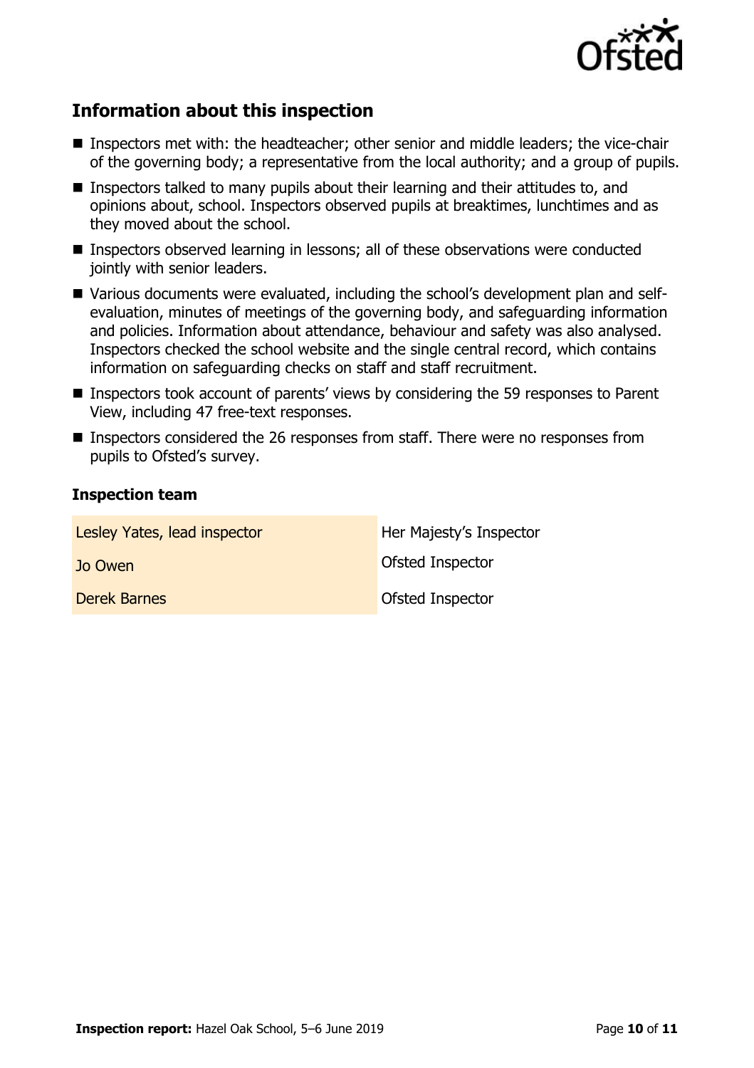## Information about this inspection

- Inspectors met with: the headteacher; other senior and middle leaders; the vice-chair of the governing body; a representative from the local authority; and a group of pupils.
- Inspectors talked to many pupils about their learning and their attitudes to, and opinions about, school. Inspectors observed pupils at breaktimes, lunchtimes and as they moved about the school.
- Inspectors observed learning in lessons; all of these observations were conducted jointly with senior leaders.
- Various documents were evaluated, including the school's development plan and self-evaluation, minutes of meetings of the governing body, and safeguarding information and policies. Information about attendance, behaviour and safety was also analysed. Inspectors checked the school website and the single central record, which contains information on safeguarding checks on staff and staff recruitment.
- Inspectors took account of parents' views by considering the 59 responses to Parent View, including 47 free-text responses.
- Inspectors considered the 26 responses from staff. There were no responses from pupils to Ofsted's survey.

### Inspection team

| | |
|---|---|
| Lesley Yates, lead inspector | Her Majesty's Inspector |
| Jo Owen | Ofsted Inspector |
| Derek Barnes | Ofsted Inspector |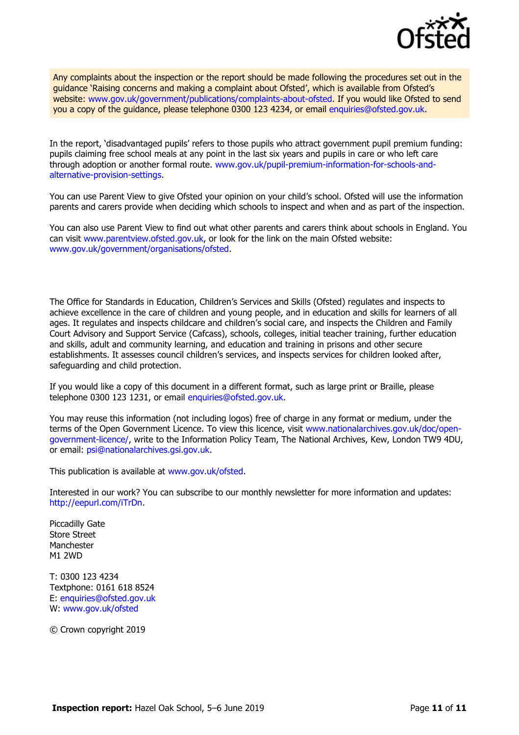Any complaints about the inspection or the report should be made following the procedures set out in the guidance 'Raising concerns and making a complaint about Ofsted', which is available from Ofsted's website: www.gov.uk/government/publications/complaints-about-ofsted. If you would like Ofsted to send you a copy of the guidance, please telephone 0300 123 4234, or email enquiries@ofsted.gov.uk.

In the report, 'disadvantaged pupils' refers to those pupils who attract government pupil premium funding: pupils claiming free school meals at any point in the last six years and pupils in care or who left care through adoption or another formal route. www.gov.uk/pupil-premium-information-for-schools-and-alternative-provision-settings.

You can use Parent View to give Ofsted your opinion on your child's school. Ofsted will use the information parents and carers provide when deciding which schools to inspect and when and as part of the inspection.

You can also use Parent View to find out what other parents and carers think about schools in England. You can visit www.parentview.ofsted.gov.uk, or look for the link on the main Ofsted website: www.gov.uk/government/organisations/ofsted.

The Office for Standards in Education, Children's Services and Skills (Ofsted) regulates and inspects to achieve excellence in the care of children and young people, and in education and skills for learners of all ages. It regulates and inspects childcare and children's social care, and inspects the Children and Family Court Advisory and Support Service (Cafcass), schools, colleges, initial teacher training, further education and skills, adult and community learning, and education and training in prisons and other secure establishments. It assesses council children's services, and inspects services for children looked after, safeguarding and child protection.

If you would like a copy of this document in a different format, such as large print or Braille, please telephone 0300 123 1231, or email enquiries@ofsted.gov.uk.

You may reuse this information (not including logos) free of charge in any format or medium, under the terms of the Open Government Licence. To view this licence, visit www.nationalarchives.gov.uk/doc/open-government-licence/, write to the Information Policy Team, The National Archives, Kew, London TW9 4DU, or email: psi@nationalarchives.gsi.gov.uk.

This publication is available at www.gov.uk/ofsted.

Interested in our work? You can subscribe to our monthly newsletter for more information and updates: http://eepurl.com/iTrDn.

Piccadilly Gate
Store Street
Manchester
M1 2WD

T: 0300 123 4234
Textphone: 0161 618 8524
E: enquiries@ofsted.gov.uk
W: www.gov.uk/ofsted

© Crown copyright 2019